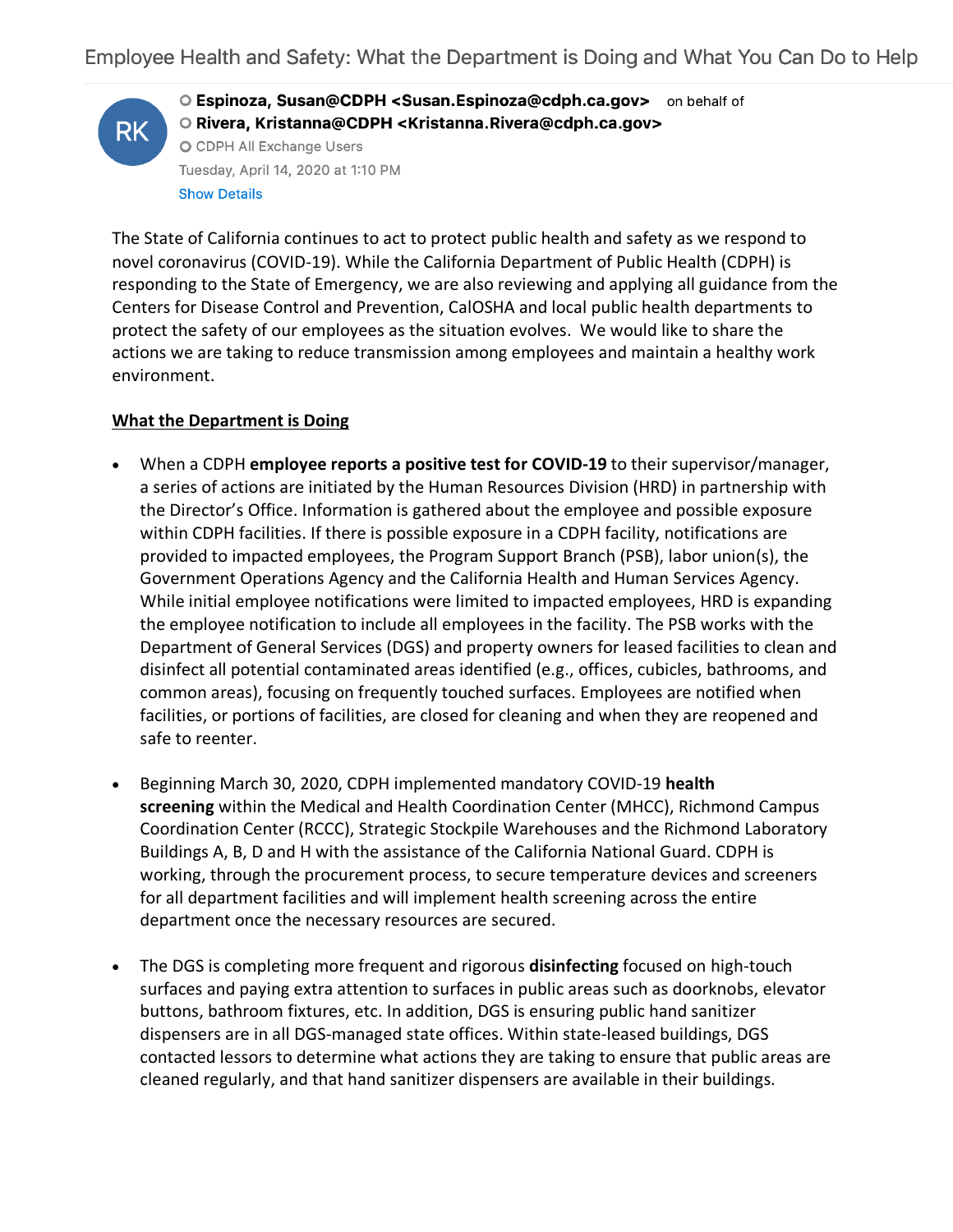# Employee Health and Safety: What the Department is Doing and What You Can Do to Help

Espinoza, Susan@CDPH <Susan.Espinoza@cdph.ca.gov> on behalf of
Rivera, Kristanna@CDPH <Kristanna.Rivera@cdph.ca.gov>
CDPH All Exchange Users
Tuesday, April 14, 2020 at 1:10 PM

The State of California continues to act to protect public health and safety as we respond to novel coronavirus (COVID-19). While the California Department of Public Health (CDPH) is responding to the State of Emergency, we are also reviewing and applying all guidance from the Centers for Disease Control and Prevention, CalOSHA and local public health departments to protect the safety of our employees as the situation evolves. We would like to share the actions we are taking to reduce transmission among employees and maintain a healthy work environment.

**What the Department is Doing**

- When a CDPH **employee reports a positive test for COVID-19** to their supervisor/manager, a series of actions are initiated by the Human Resources Division (HRD) in partnership with the Director's Office. Information is gathered about the employee and possible exposure within CDPH facilities. If there is possible exposure in a CDPH facility, notifications are provided to impacted employees, the Program Support Branch (PSB), labor union(s), the Government Operations Agency and the California Health and Human Services Agency. While initial employee notifications were limited to impacted employees, HRD is expanding the employee notification to include all employees in the facility. The PSB works with the Department of General Services (DGS) and property owners for leased facilities to clean and disinfect all potential contaminated areas identified (e.g., offices, cubicles, bathrooms, and common areas), focusing on frequently touched surfaces. Employees are notified when facilities, or portions of facilities, are closed for cleaning and when they are reopened and safe to reenter.

- Beginning March 30, 2020, CDPH implemented mandatory COVID-19 **health screening** within the Medical and Health Coordination Center (MHCC), Richmond Campus Coordination Center (RCCC), Strategic Stockpile Warehouses and the Richmond Laboratory Buildings A, B, D and H with the assistance of the California National Guard. CDPH is working, through the procurement process, to secure temperature devices and screeners for all department facilities and will implement health screening across the entire department once the necessary resources are secured.

- The DGS is completing more frequent and rigorous **disinfecting** focused on high-touch surfaces and paying extra attention to surfaces in public areas such as doorknobs, elevator buttons, bathroom fixtures, etc. In addition, DGS is ensuring public hand sanitizer dispensers are in all DGS-managed state offices. Within state-leased buildings, DGS contacted lessors to determine what actions they are taking to ensure that public areas are cleaned regularly, and that hand sanitizer dispensers are available in their buildings.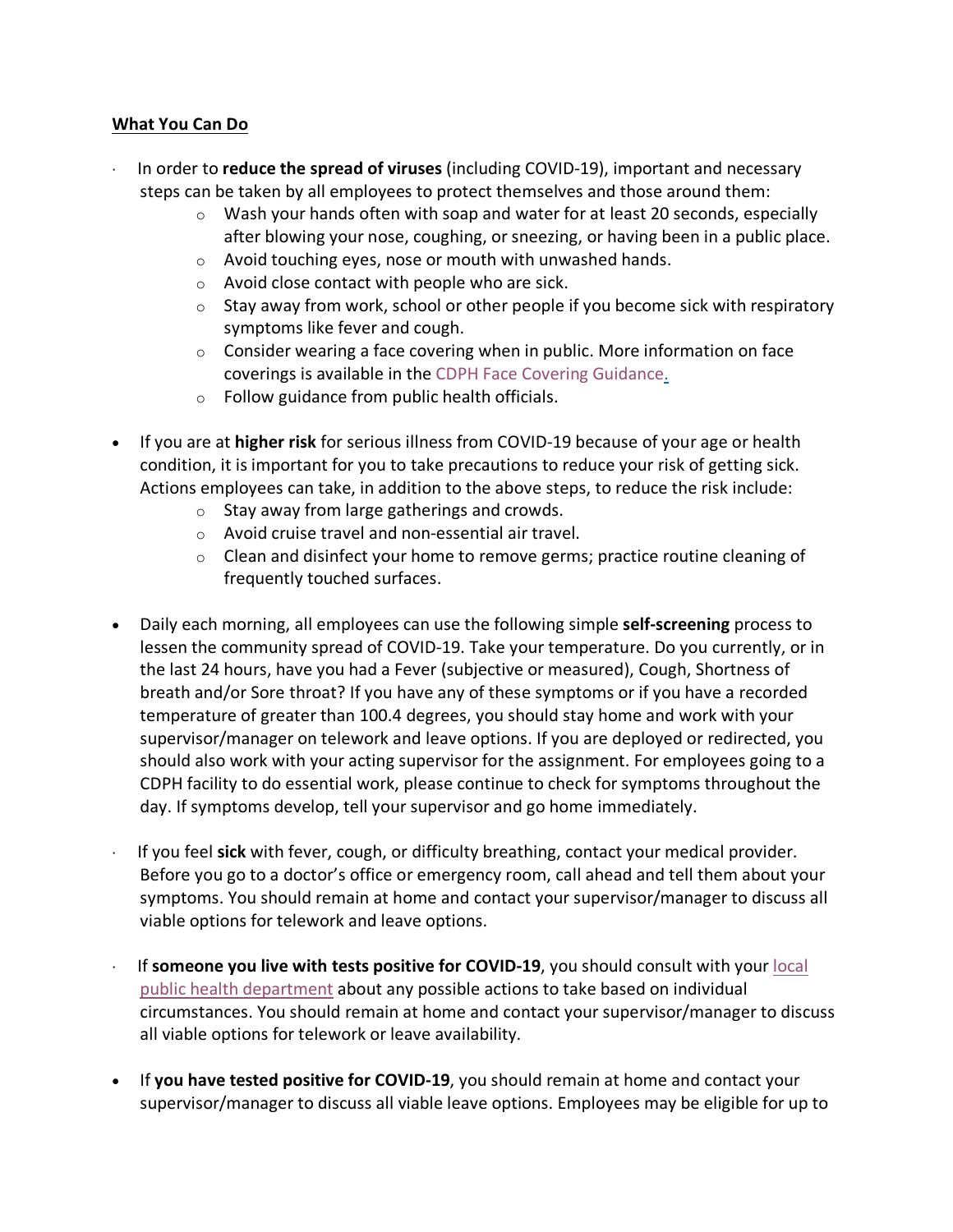**What You Can Do**

- In order to **reduce the spread of viruses** (including COVID-19), important and necessary steps can be taken by all employees to protect themselves and those around them:
  - Wash your hands often with soap and water for at least 20 seconds, especially after blowing your nose, coughing, or sneezing, or having been in a public place.
  - Avoid touching eyes, nose or mouth with unwashed hands.
  - Avoid close contact with people who are sick.
  - Stay away from work, school or other people if you become sick with respiratory symptoms like fever and cough.
  - Consider wearing a face covering when in public. More information on face coverings is available in the CDPH Face Covering Guidance.
  - Follow guidance from public health officials.

- If you are at **higher risk** for serious illness from COVID-19 because of your age or health condition, it is important for you to take precautions to reduce your risk of getting sick. Actions employees can take, in addition to the above steps, to reduce the risk include:
  - Stay away from large gatherings and crowds.
  - Avoid cruise travel and non-essential air travel.
  - Clean and disinfect your home to remove germs; practice routine cleaning of frequently touched surfaces.

- Daily each morning, all employees can use the following simple **self-screening** process to lessen the community spread of COVID-19. Take your temperature. Do you currently, or in the last 24 hours, have you had a Fever (subjective or measured), Cough, Shortness of breath and/or Sore throat? If you have any of these symptoms or if you have a recorded temperature of greater than 100.4 degrees, you should stay home and work with your supervisor/manager on telework and leave options. If you are deployed or redirected, you should also work with your acting supervisor for the assignment. For employees going to a CDPH facility to do essential work, please continue to check for symptoms throughout the day. If symptoms develop, tell your supervisor and go home immediately.

- If you feel **sick** with fever, cough, or difficulty breathing, contact your medical provider. Before you go to a doctor's office or emergency room, call ahead and tell them about your symptoms. You should remain at home and contact your supervisor/manager to discuss all viable options for telework and leave options.

- If **someone you live with tests positive for COVID-19**, you should consult with your local public health department about any possible actions to take based on individual circumstances. You should remain at home and contact your supervisor/manager to discuss all viable options for telework or leave availability.

- If **you have tested positive for COVID-19**, you should remain at home and contact your supervisor/manager to discuss all viable leave options. Employees may be eligible for up to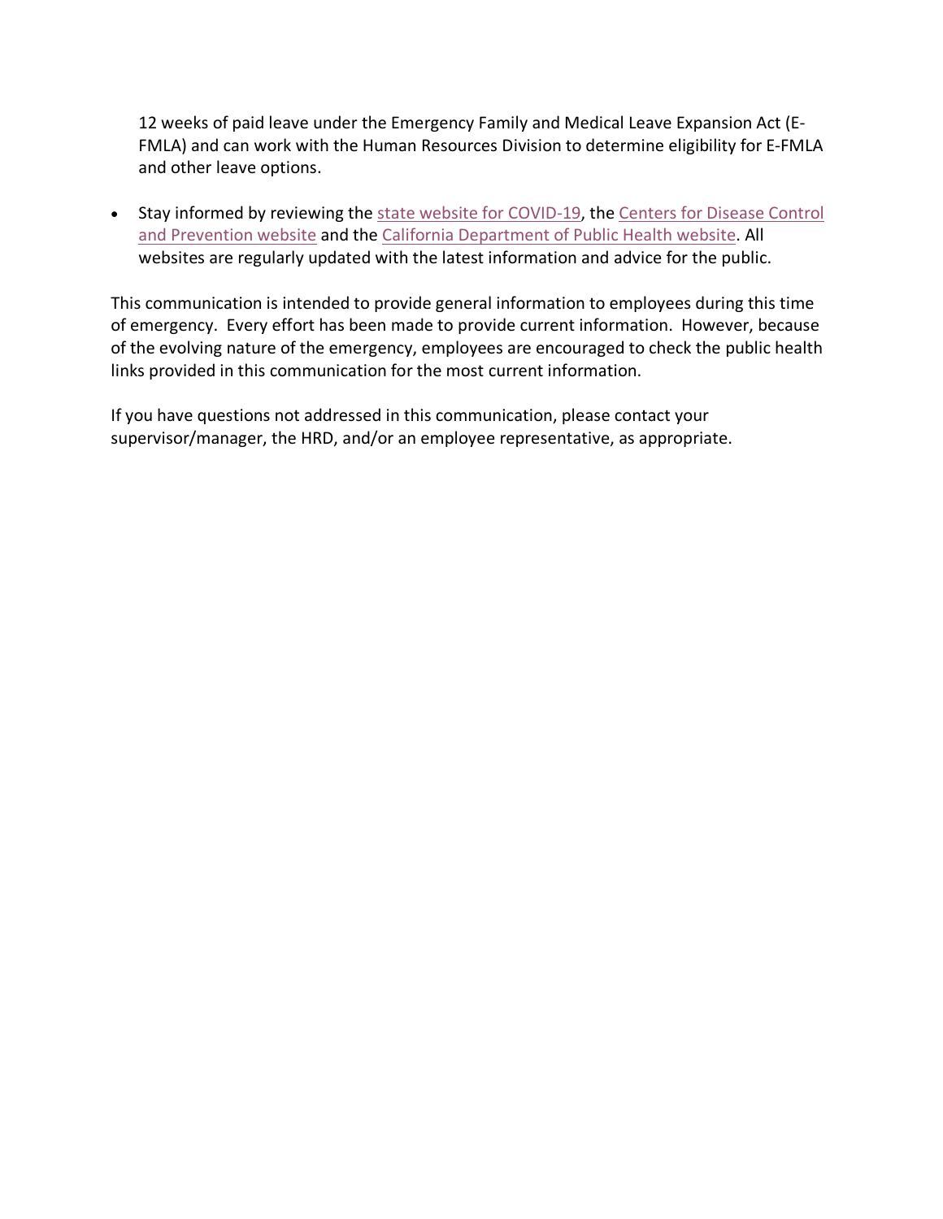12 weeks of paid leave under the Emergency Family and Medical Leave Expansion Act (E-FMLA) and can work with the Human Resources Division to determine eligibility for E-FMLA and other leave options.

- Stay informed by reviewing the state website for COVID-19, the Centers for Disease Control and Prevention website and the California Department of Public Health website. All websites are regularly updated with the latest information and advice for the public.

This communication is intended to provide general information to employees during this time of emergency. Every effort has been made to provide current information. However, because of the evolving nature of the emergency, employees are encouraged to check the public health links provided in this communication for the most current information.

If you have questions not addressed in this communication, please contact your supervisor/manager, the HRD, and/or an employee representative, as appropriate.